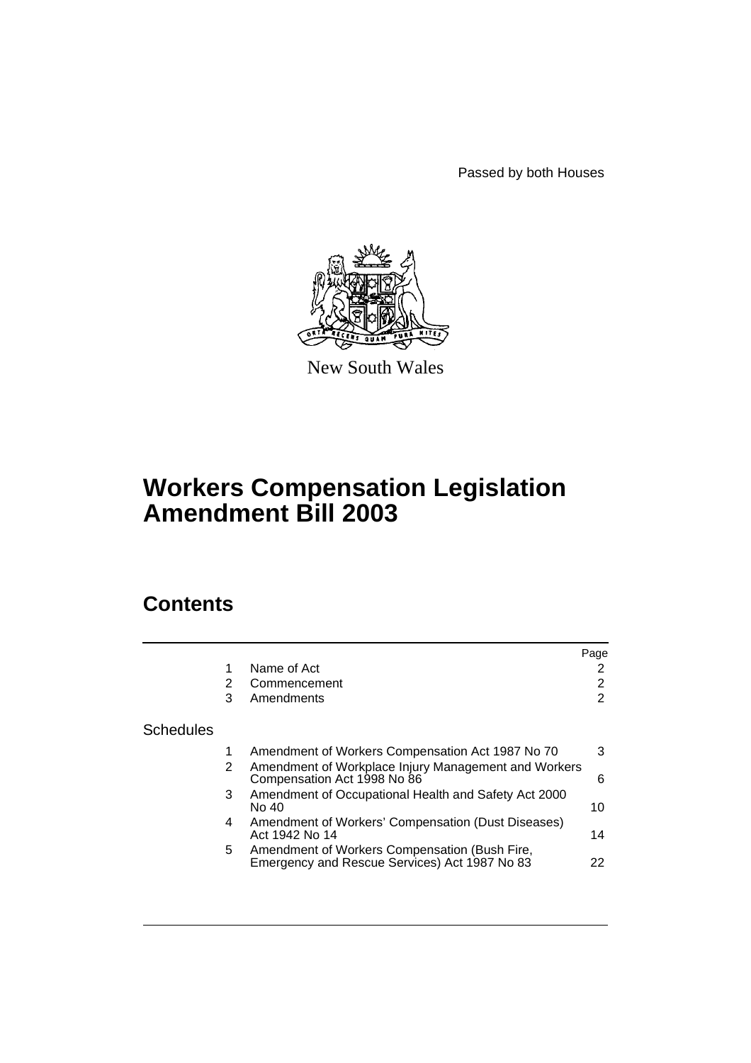Passed by both Houses

New South Wales

# Workers Compensation Legislation Amendment Bill 2003

## Contents

| | | | Page |
|---|---|---|---|
| | 1 | Name of Act | 2 |
| | 2 | Commencement | 2 |
| | 3 | Amendments | 2 |
| Schedules | | | |
| | 1 | Amendment of Workers Compensation Act 1987 No 70 | 3 |
| | 2 | Amendment of Workplace Injury Management and Workers Compensation Act 1998 No 86 | 6 |
| | 3 | Amendment of Occupational Health and Safety Act 2000 No 40 | 10 |
| | 4 | Amendment of Workers' Compensation (Dust Diseases) Act 1942 No 14 | 14 |
| | 5 | Amendment of Workers Compensation (Bush Fire, Emergency and Rescue Services) Act 1987 No 83 | 22 |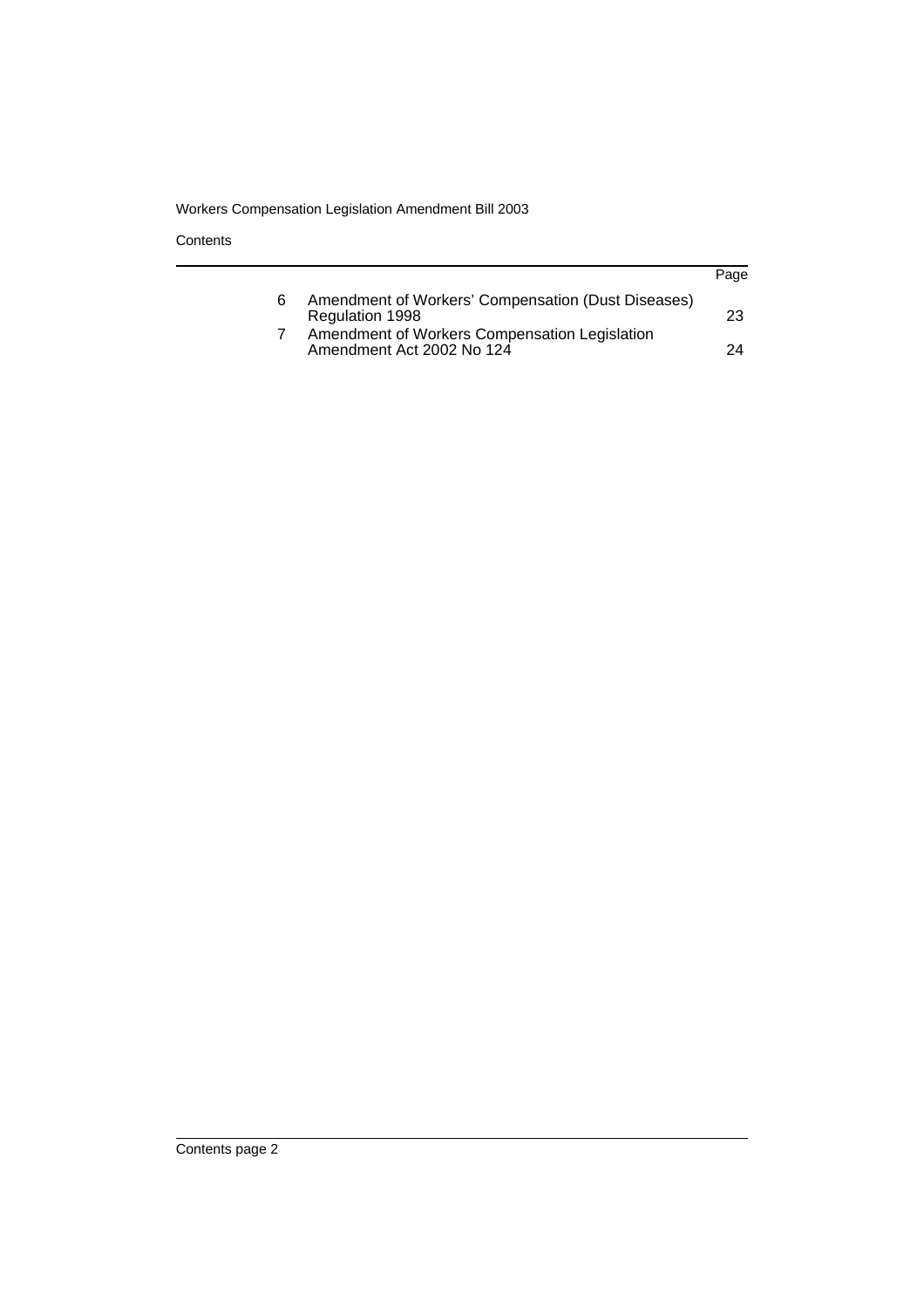| | | Page |
|---|---|---|
| 6 | Amendment of Workers' Compensation (Dust Diseases) Regulation 1998 | 23 |
| 7 | Amendment of Workers Compensation Legislation Amendment Act 2002 No 124 | 24 |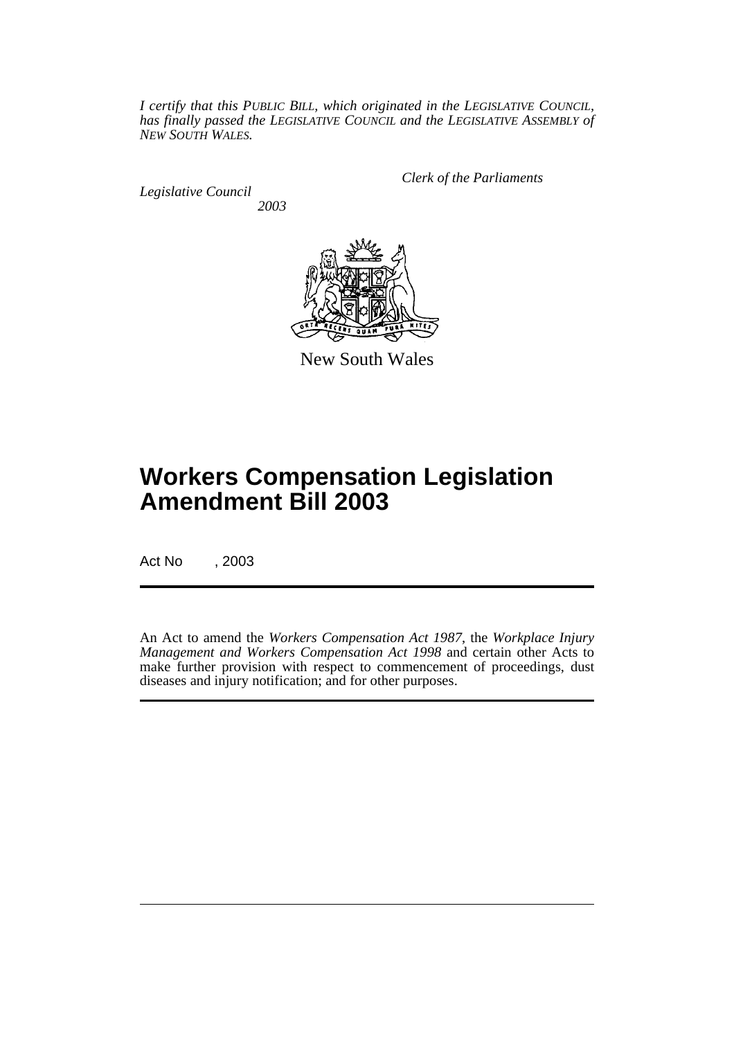*I certify that this PUBLIC BILL, which originated in the LEGISLATIVE COUNCIL, has finally passed the LEGISLATIVE COUNCIL and the LEGISLATIVE ASSEMBLY of NEW SOUTH WALES.*

*Clerk of the Parliaments*

*Legislative Council*
*2003*

New South Wales

# Workers Compensation Legislation Amendment Bill 2003

Act No , 2003

An Act to amend the *Workers Compensation Act 1987*, the *Workplace Injury Management and Workers Compensation Act 1998* and certain other Acts to make further provision with respect to commencement of proceedings, dust diseases and injury notification; and for other purposes.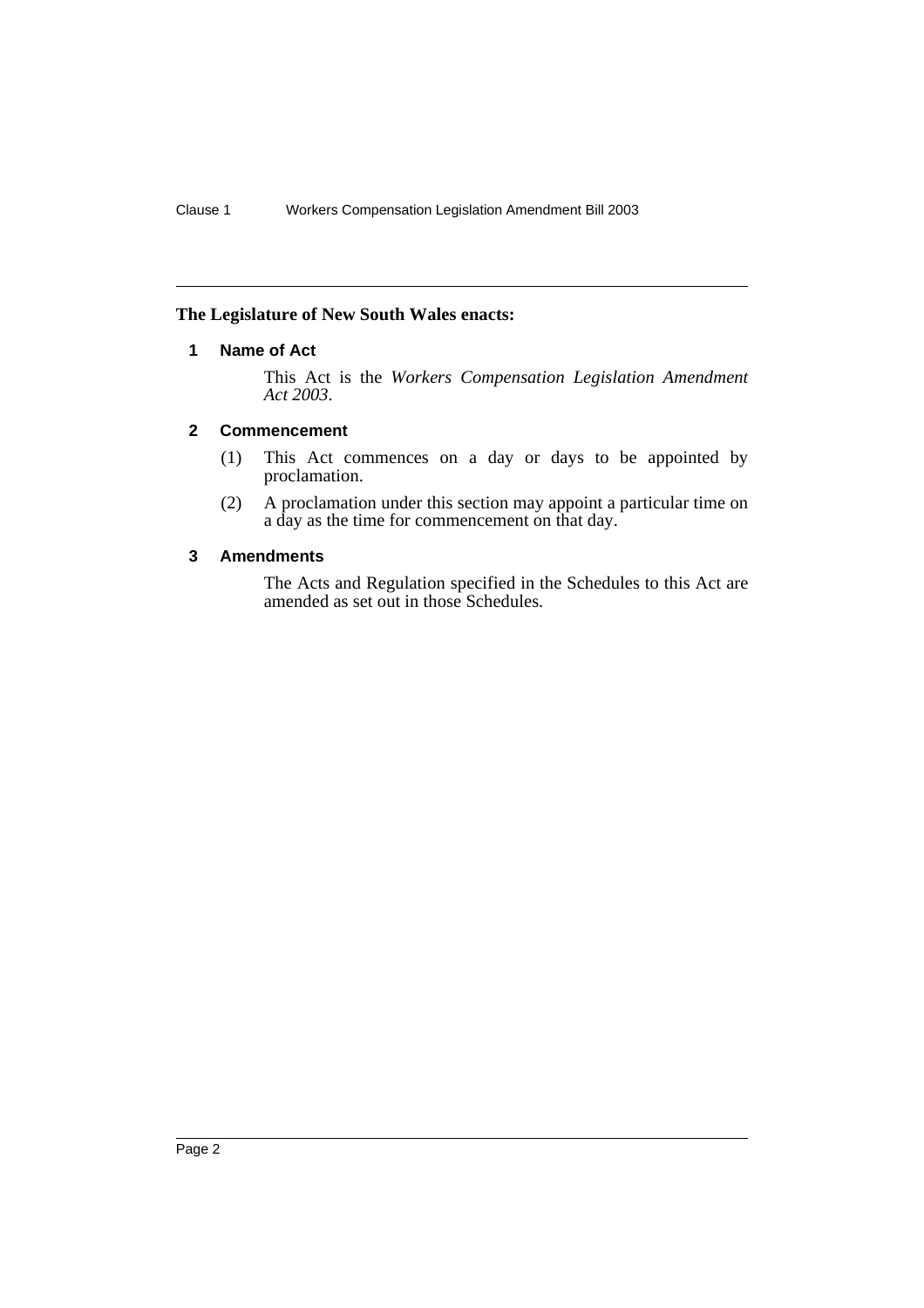**The Legislature of New South Wales enacts:**

### 1 Name of Act

This Act is the *Workers Compensation Legislation Amendment Act 2003*.

### 2 Commencement

(1) This Act commences on a day or days to be appointed by proclamation.

(2) A proclamation under this section may appoint a particular time on a day as the time for commencement on that day.

### 3 Amendments

The Acts and Regulation specified in the Schedules to this Act are amended as set out in those Schedules.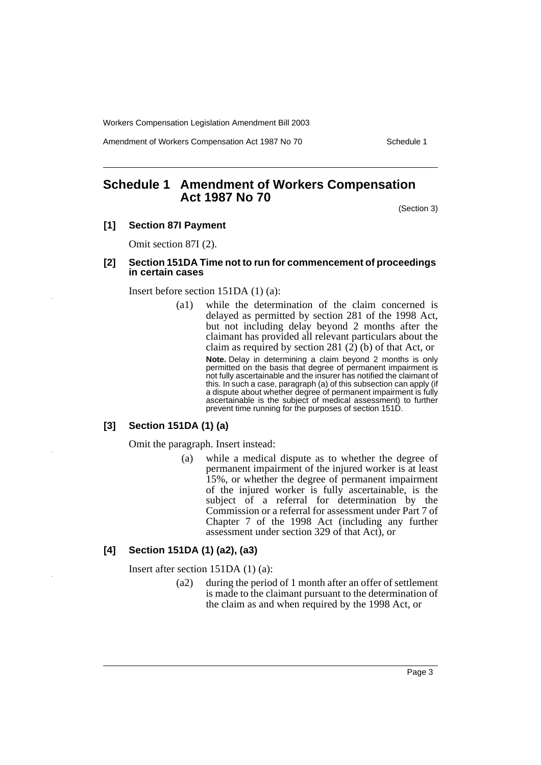# Schedule 1 Amendment of Workers Compensation Act 1987 No 70

(Section 3)

**[1] Section 87I Payment**

Omit section 87I (2).

**[2] Section 151DA Time not to run for commencement of proceedings in certain cases**

Insert before section 151DA (1) (a):

> (a1) while the determination of the claim concerned is delayed as permitted by section 281 of the 1998 Act, but not including delay beyond 2 months after the claimant has provided all relevant particulars about the claim as required by section 281 (2) (b) of that Act, or
>
> **Note.** Delay in determining a claim beyond 2 months is only permitted on the basis that degree of permanent impairment is not fully ascertainable and the insurer has notified the claimant of this. In such a case, paragraph (a) of this subsection can apply (if a dispute about whether degree of permanent impairment is fully ascertainable is the subject of medical assessment) to further prevent time running for the purposes of section 151D.

**[3] Section 151DA (1) (a)**

Omit the paragraph. Insert instead:

> (a) while a medical dispute as to whether the degree of permanent impairment of the injured worker is at least 15%, or whether the degree of permanent impairment of the injured worker is fully ascertainable, is the subject of a referral for determination by the Commission or a referral for assessment under Part 7 of Chapter 7 of the 1998 Act (including any further assessment under section 329 of that Act), or

**[4] Section 151DA (1) (a2), (a3)**

Insert after section 151DA (1) (a):

> (a2) during the period of 1 month after an offer of settlement is made to the claimant pursuant to the determination of the claim as and when required by the 1998 Act, or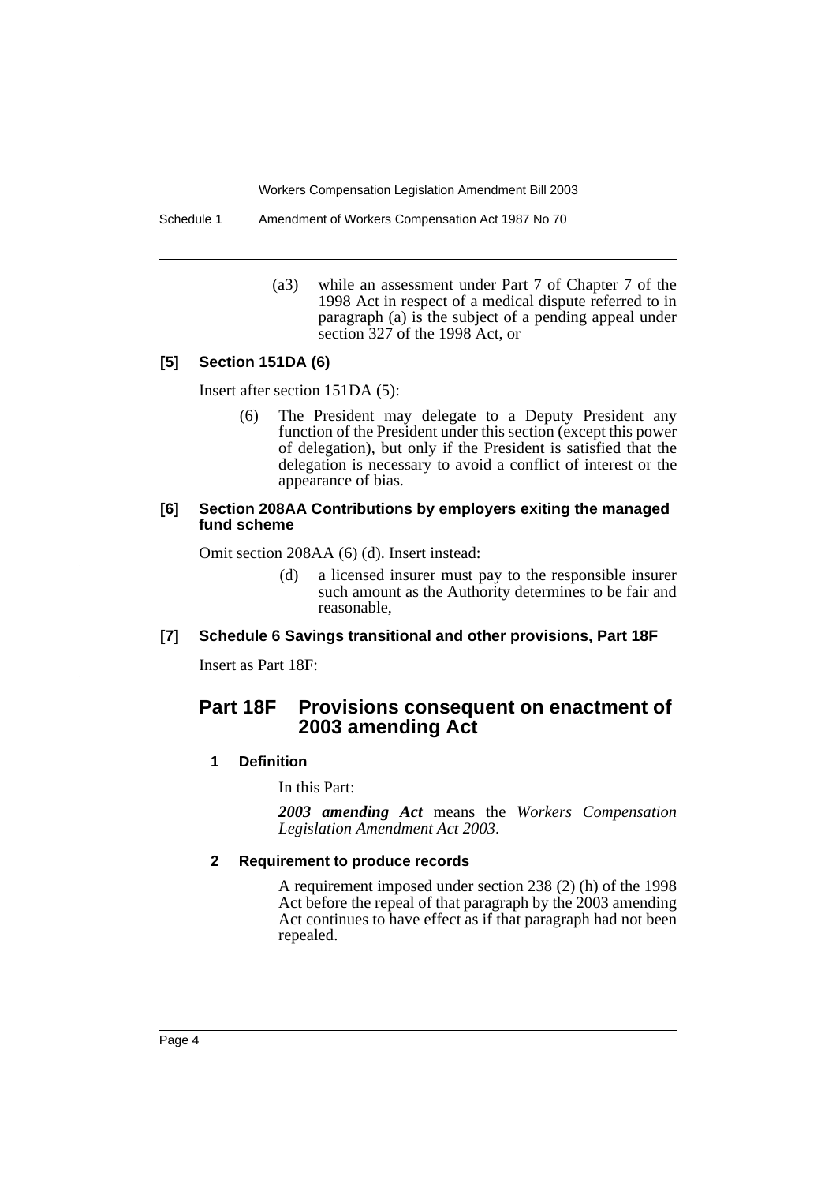(a3) while an assessment under Part 7 of Chapter 7 of the 1998 Act in respect of a medical dispute referred to in paragraph (a) is the subject of a pending appeal under section 327 of the 1998 Act, or

#### [5] Section 151DA (6)

Insert after section 151DA (5):

(6) The President may delegate to a Deputy President any function of the President under this section (except this power of delegation), but only if the President is satisfied that the delegation is necessary to avoid a conflict of interest or the appearance of bias.

#### [6] Section 208AA Contributions by employers exiting the managed fund scheme

Omit section 208AA (6) (d). Insert instead:

(d) a licensed insurer must pay to the responsible insurer such amount as the Authority determines to be fair and reasonable,

#### [7] Schedule 6 Savings transitional and other provisions, Part 18F

Insert as Part 18F:

## Part 18F Provisions consequent on enactment of 2003 amending Act

### 1 Definition

In this Part:

***2003 amending Act*** means the *Workers Compensation Legislation Amendment Act 2003*.

### 2 Requirement to produce records

A requirement imposed under section 238 (2) (h) of the 1998 Act before the repeal of that paragraph by the 2003 amending Act continues to have effect as if that paragraph had not been repealed.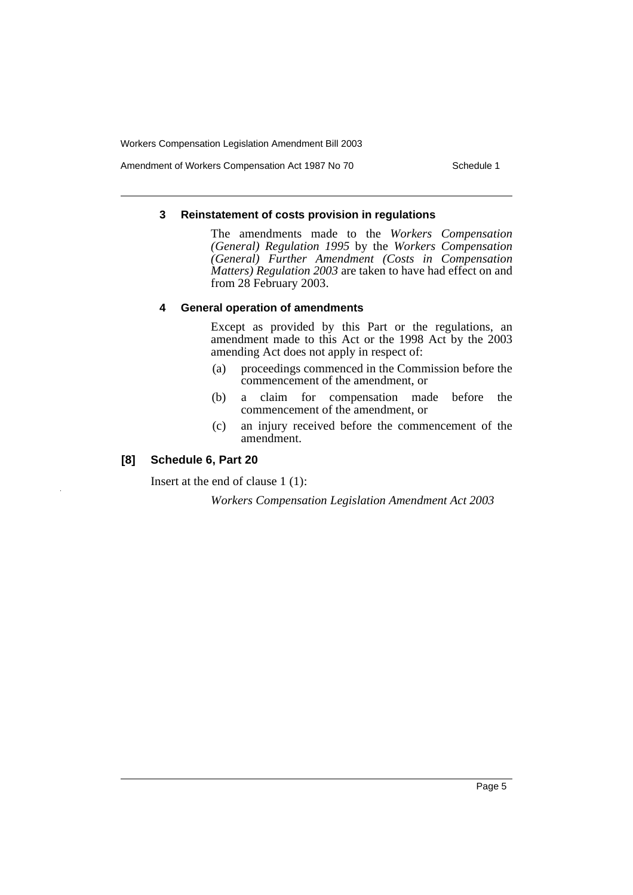### 3 Reinstatement of costs provision in regulations

The amendments made to the *Workers Compensation (General) Regulation 1995* by the *Workers Compensation (General) Further Amendment (Costs in Compensation Matters) Regulation 2003* are taken to have had effect on and from 28 February 2003.

### 4 General operation of amendments

Except as provided by this Part or the regulations, an amendment made to this Act or the 1998 Act by the 2003 amending Act does not apply in respect of:

(a) proceedings commenced in the Commission before the commencement of the amendment, or

(b) a claim for compensation made before the commencement of the amendment, or

(c) an injury received before the commencement of the amendment.

## [8] Schedule 6, Part 20

Insert at the end of clause 1 (1):

*Workers Compensation Legislation Amendment Act 2003*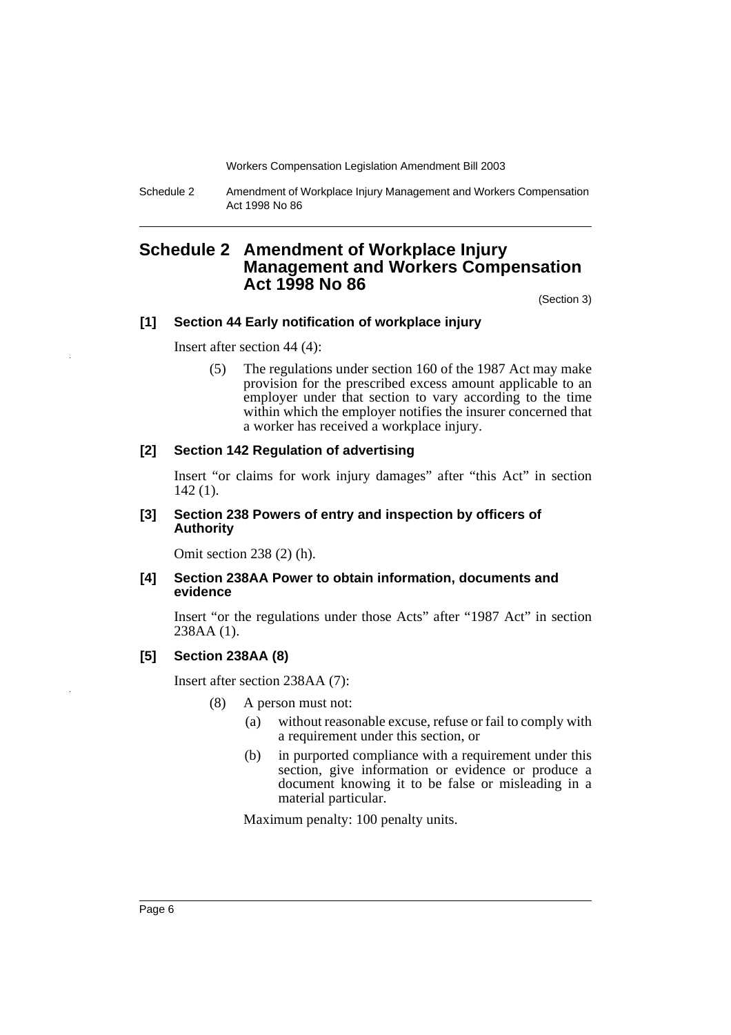# Schedule 2 Amendment of Workplace Injury Management and Workers Compensation Act 1998 No 86

(Section 3)

### [1] Section 44 Early notification of workplace injury

Insert after section 44 (4):

> (5) The regulations under section 160 of the 1987 Act may make provision for the prescribed excess amount applicable to an employer under that section to vary according to the time within which the employer notifies the insurer concerned that a worker has received a workplace injury.

### [2] Section 142 Regulation of advertising

Insert "or claims for work injury damages" after "this Act" in section 142 (1).

### [3] Section 238 Powers of entry and inspection by officers of Authority

Omit section 238 (2) (h).

### [4] Section 238AA Power to obtain information, documents and evidence

Insert "or the regulations under those Acts" after "1987 Act" in section 238AA (1).

### [5] Section 238AA (8)

Insert after section 238AA (7):

> (8) A person must not:
>
> (a) without reasonable excuse, refuse or fail to comply with a requirement under this section, or
>
> (b) in purported compliance with a requirement under this section, give information or evidence or produce a document knowing it to be false or misleading in a material particular.
>
> Maximum penalty: 100 penalty units.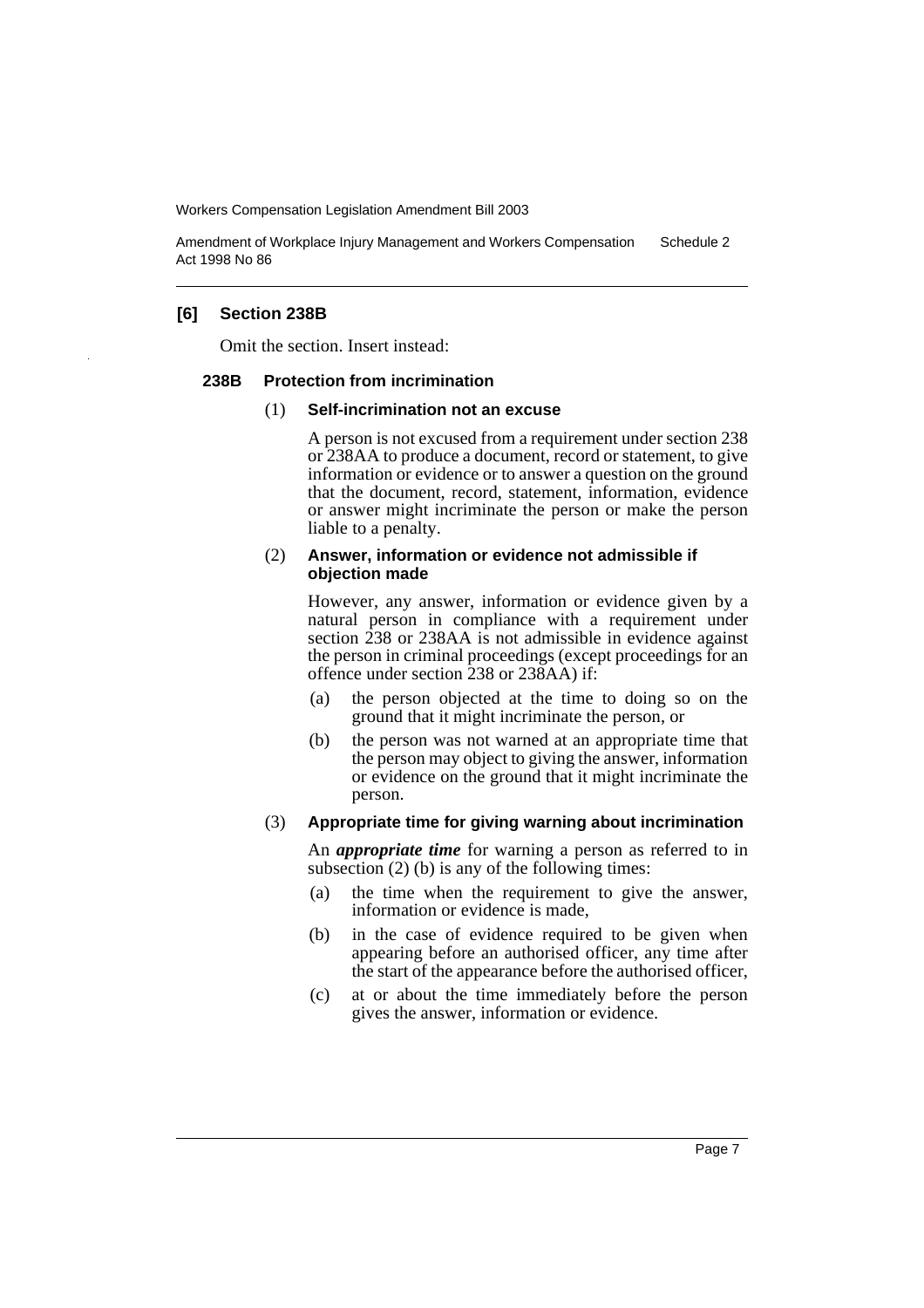## [6] Section 238B

Omit the section. Insert instead:

### 238B Protection from incrimination

(1) **Self-incrimination not an excuse**

A person is not excused from a requirement under section 238 or 238AA to produce a document, record or statement, to give information or evidence or to answer a question on the ground that the document, record, statement, information, evidence or answer might incriminate the person or make the person liable to a penalty.

(2) **Answer, information or evidence not admissible if objection made**

However, any answer, information or evidence given by a natural person in compliance with a requirement under section 238 or 238AA is not admissible in evidence against the person in criminal proceedings (except proceedings for an offence under section 238 or 238AA) if:

- (a) the person objected at the time to doing so on the ground that it might incriminate the person, or
- (b) the person was not warned at an appropriate time that the person may object to giving the answer, information or evidence on the ground that it might incriminate the person.

(3) **Appropriate time for giving warning about incrimination**

An ***appropriate time*** for warning a person as referred to in subsection (2) (b) is any of the following times:

- (a) the time when the requirement to give the answer, information or evidence is made,
- (b) in the case of evidence required to be given when appearing before an authorised officer, any time after the start of the appearance before the authorised officer,
- (c) at or about the time immediately before the person gives the answer, information or evidence.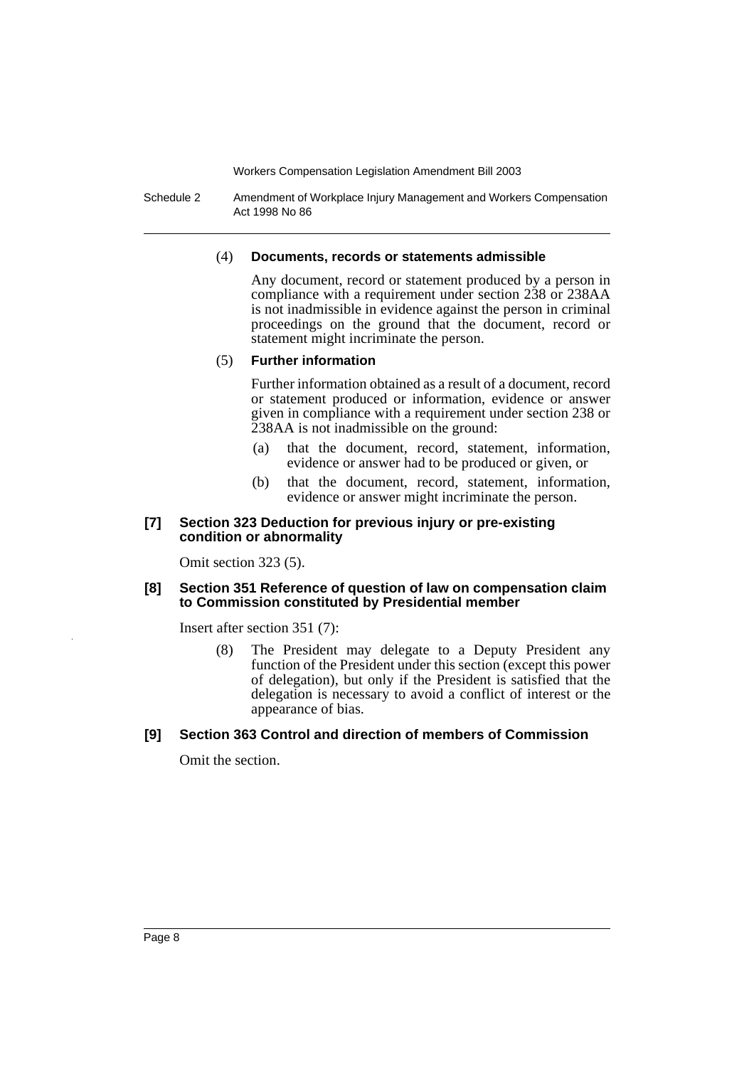(4) **Documents, records or statements admissible**

Any document, record or statement produced by a person in compliance with a requirement under section 238 or 238AA is not inadmissible in evidence against the person in criminal proceedings on the ground that the document, record or statement might incriminate the person.

(5) **Further information**

Further information obtained as a result of a document, record or statement produced or information, evidence or answer given in compliance with a requirement under section 238 or 238AA is not inadmissible on the ground:

(a) that the document, record, statement, information, evidence or answer had to be produced or given, or

(b) that the document, record, statement, information, evidence or answer might incriminate the person.

#### [7] Section 323 Deduction for previous injury or pre-existing condition or abnormality

Omit section 323 (5).

#### [8] Section 351 Reference of question of law on compensation claim to Commission constituted by Presidential member

Insert after section 351 (7):

(8) The President may delegate to a Deputy President any function of the President under this section (except this power of delegation), but only if the President is satisfied that the delegation is necessary to avoid a conflict of interest or the appearance of bias.

#### [9] Section 363 Control and direction of members of Commission

Omit the section.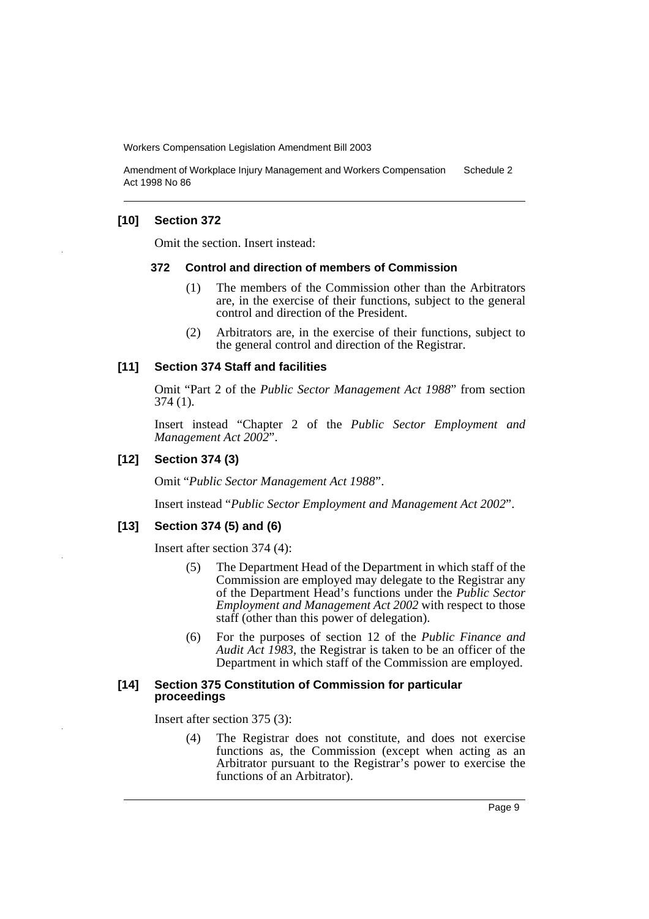## [10] Section 372

Omit the section. Insert instead:

### 372 Control and direction of members of Commission

(1) The members of the Commission other than the Arbitrators are, in the exercise of their functions, subject to the general control and direction of the President.

(2) Arbitrators are, in the exercise of their functions, subject to the general control and direction of the Registrar.

## [11] Section 374 Staff and facilities

Omit "Part 2 of the *Public Sector Management Act 1988*" from section 374 (1).

Insert instead "Chapter 2 of the *Public Sector Employment and Management Act 2002*".

## [12] Section 374 (3)

Omit "*Public Sector Management Act 1988*".

Insert instead "*Public Sector Employment and Management Act 2002*".

## [13] Section 374 (5) and (6)

Insert after section 374 (4):

(5) The Department Head of the Department in which staff of the Commission are employed may delegate to the Registrar any of the Department Head's functions under the *Public Sector Employment and Management Act 2002* with respect to those staff (other than this power of delegation).

(6) For the purposes of section 12 of the *Public Finance and Audit Act 1983*, the Registrar is taken to be an officer of the Department in which staff of the Commission are employed.

## [14] Section 375 Constitution of Commission for particular proceedings

Insert after section 375 (3):

(4) The Registrar does not constitute, and does not exercise functions as, the Commission (except when acting as an Arbitrator pursuant to the Registrar's power to exercise the functions of an Arbitrator).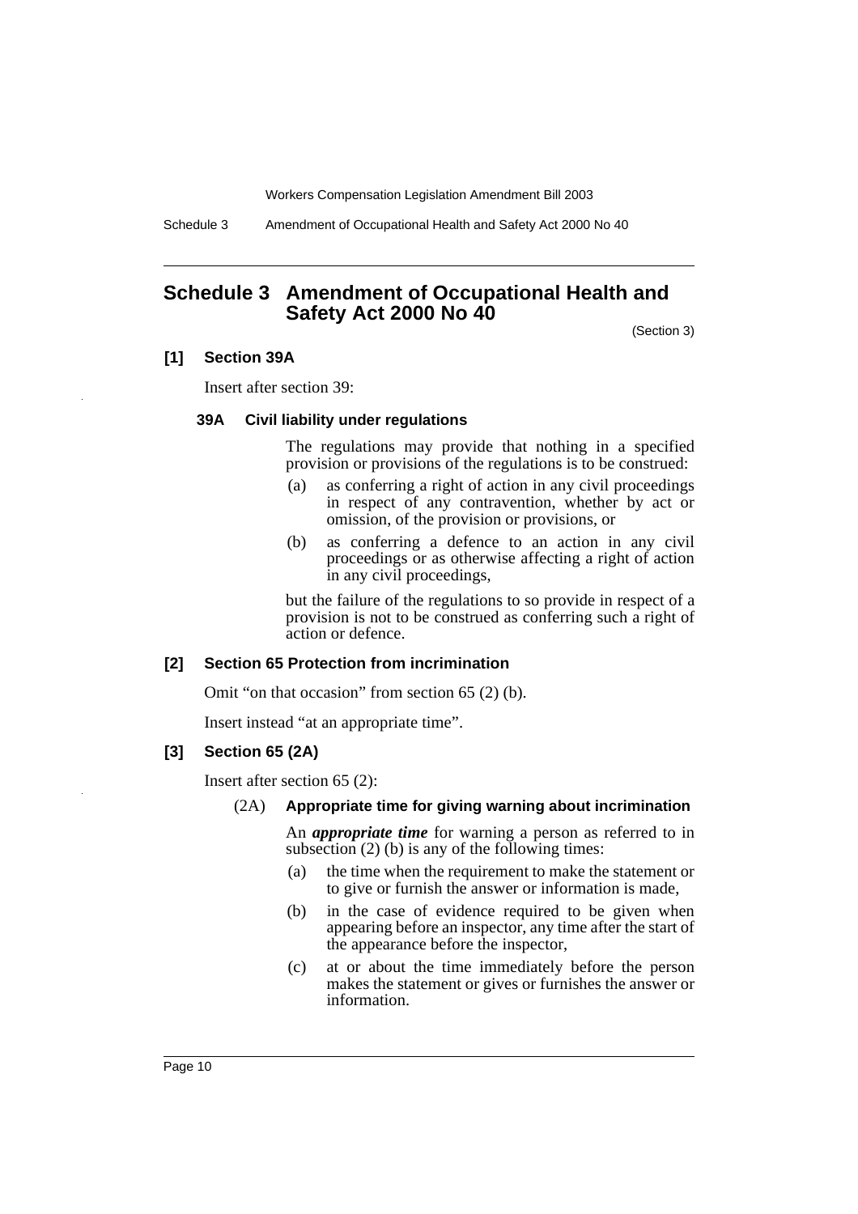## Schedule 3 Amendment of Occupational Health and Safety Act 2000 No 40

(Section 3)

### [1] Section 39A

Insert after section 39:

#### 39A Civil liability under regulations

The regulations may provide that nothing in a specified provision or provisions of the regulations is to be construed:

(a) as conferring a right of action in any civil proceedings in respect of any contravention, whether by act or omission, of the provision or provisions, or

(b) as conferring a defence to an action in any civil proceedings or as otherwise affecting a right of action in any civil proceedings,

but the failure of the regulations to so provide in respect of a provision is not to be construed as conferring such a right of action or defence.

### [2] Section 65 Protection from incrimination

Omit "on that occasion" from section 65 (2) (b).

Insert instead "at an appropriate time".

### [3] Section 65 (2A)

Insert after section 65 (2):

(2A) **Appropriate time for giving warning about incrimination**

An ***appropriate time*** for warning a person as referred to in subsection (2) (b) is any of the following times:

(a) the time when the requirement to make the statement or to give or furnish the answer or information is made,

(b) in the case of evidence required to be given when appearing before an inspector, any time after the start of the appearance before the inspector,

(c) at or about the time immediately before the person makes the statement or gives or furnishes the answer or information.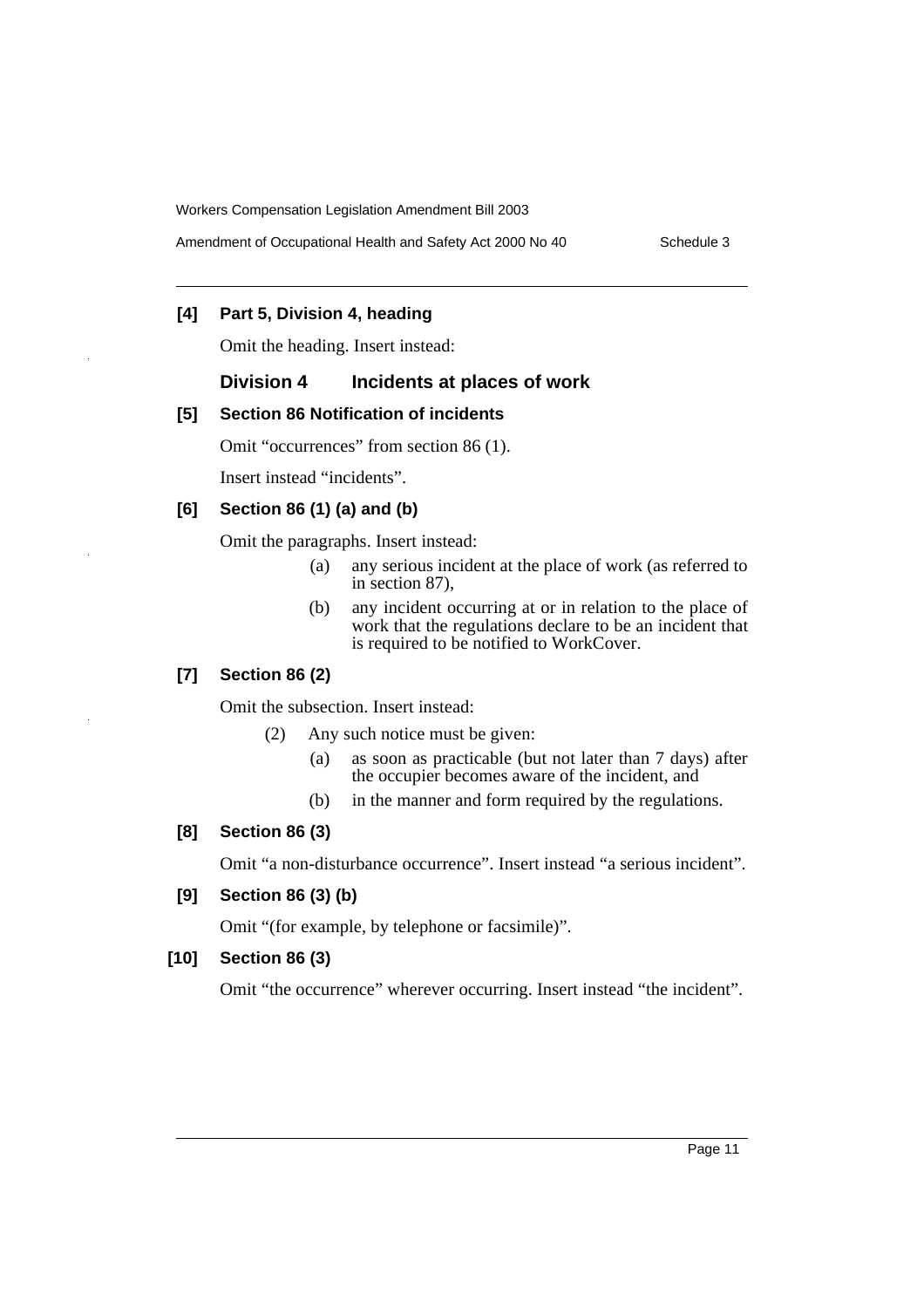**[4] Part 5, Division 4, heading**

Omit the heading. Insert instead:

### Division 4 Incidents at places of work

**[5] Section 86 Notification of incidents**

Omit "occurrences" from section 86 (1).

Insert instead "incidents".

**[6] Section 86 (1) (a) and (b)**

Omit the paragraphs. Insert instead:

> (a) any serious incident at the place of work (as referred to in section 87),
>
> (b) any incident occurring at or in relation to the place of work that the regulations declare to be an incident that is required to be notified to WorkCover.

**[7] Section 86 (2)**

Omit the subsection. Insert instead:

> (2) Any such notice must be given:
>
> (a) as soon as practicable (but not later than 7 days) after the occupier becomes aware of the incident, and
>
> (b) in the manner and form required by the regulations.

**[8] Section 86 (3)**

Omit "a non-disturbance occurrence". Insert instead "a serious incident".

**[9] Section 86 (3) (b)**

Omit "(for example, by telephone or facsimile)".

**[10] Section 86 (3)**

Omit "the occurrence" wherever occurring. Insert instead "the incident".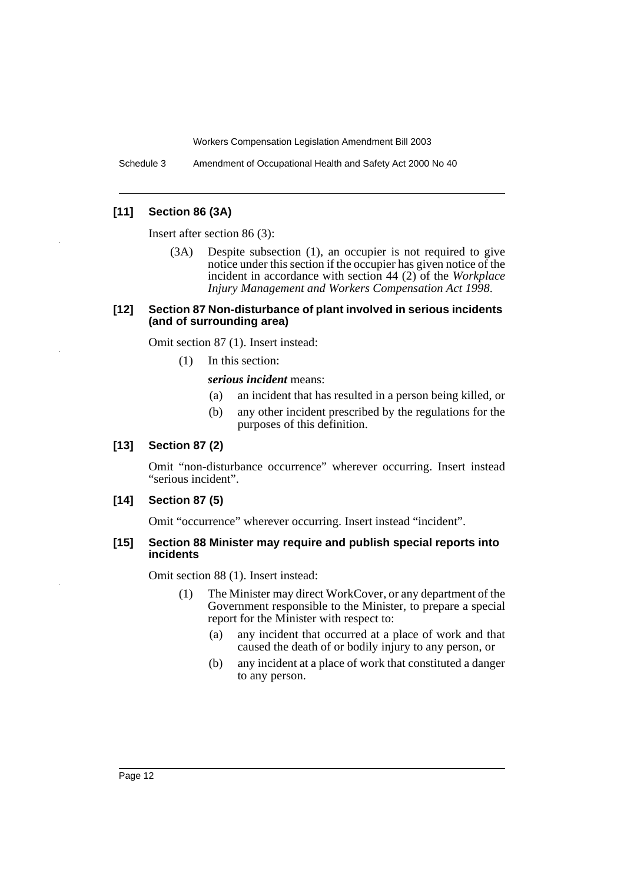### [11] Section 86 (3A)

Insert after section 86 (3):

> (3A) Despite subsection (1), an occupier is not required to give notice under this section if the occupier has given notice of the incident in accordance with section 44 (2) of the *Workplace Injury Management and Workers Compensation Act 1998*.

### [12] Section 87 Non-disturbance of plant involved in serious incidents (and of surrounding area)

Omit section 87 (1). Insert instead:

> (1) In this section:
>
> ***serious incident*** means:
>
> (a) an incident that has resulted in a person being killed, or
>
> (b) any other incident prescribed by the regulations for the purposes of this definition.

### [13] Section 87 (2)

Omit "non-disturbance occurrence" wherever occurring. Insert instead "serious incident".

### [14] Section 87 (5)

Omit "occurrence" wherever occurring. Insert instead "incident".

### [15] Section 88 Minister may require and publish special reports into incidents

Omit section 88 (1). Insert instead:

> (1) The Minister may direct WorkCover, or any department of the Government responsible to the Minister, to prepare a special report for the Minister with respect to:
>
> (a) any incident that occurred at a place of work and that caused the death of or bodily injury to any person, or
>
> (b) any incident at a place of work that constituted a danger to any person.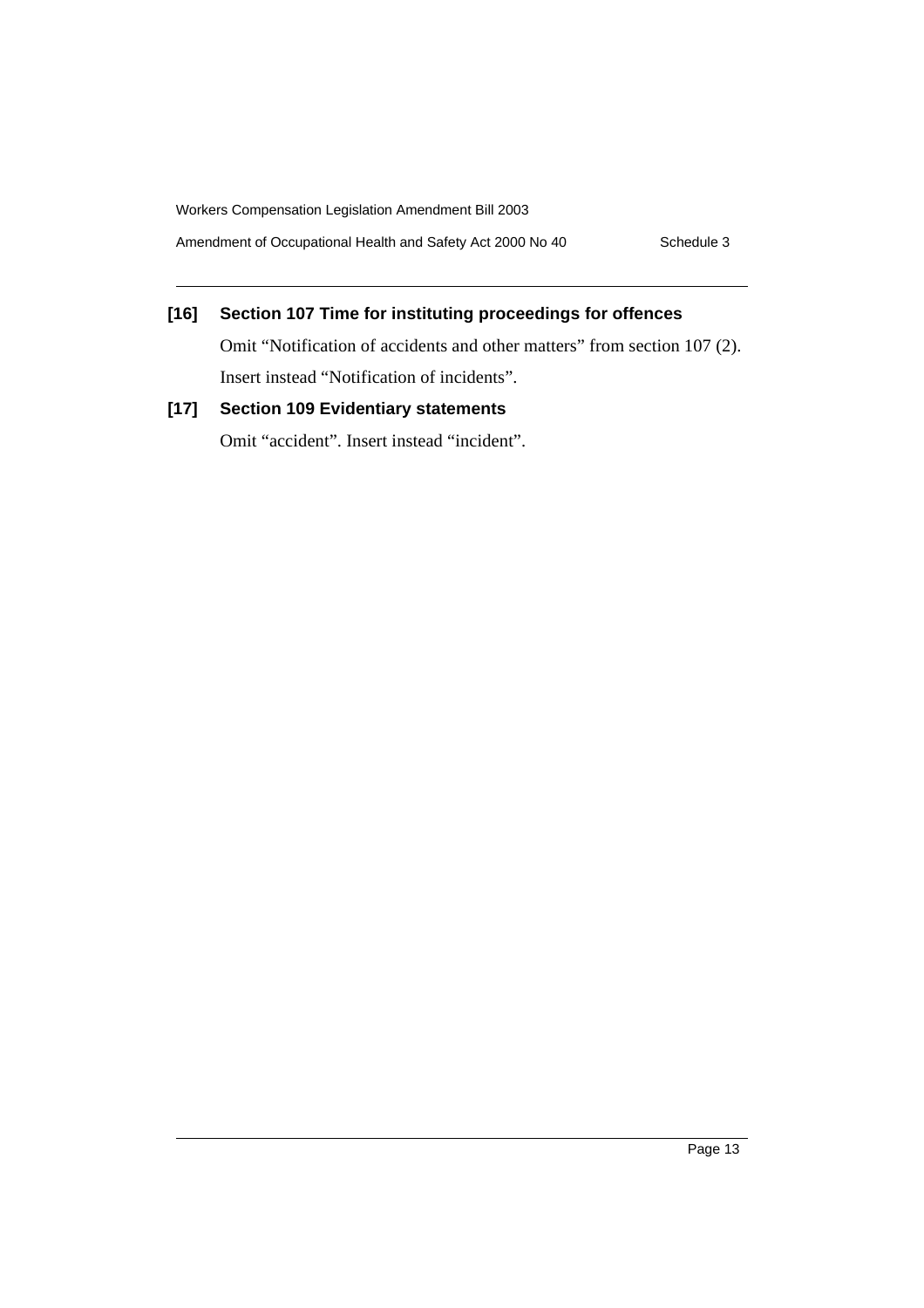### [16] Section 107 Time for instituting proceedings for offences

Omit "Notification of accidents and other matters" from section 107 (2). Insert instead "Notification of incidents".

### [17] Section 109 Evidentiary statements

Omit "accident". Insert instead "incident".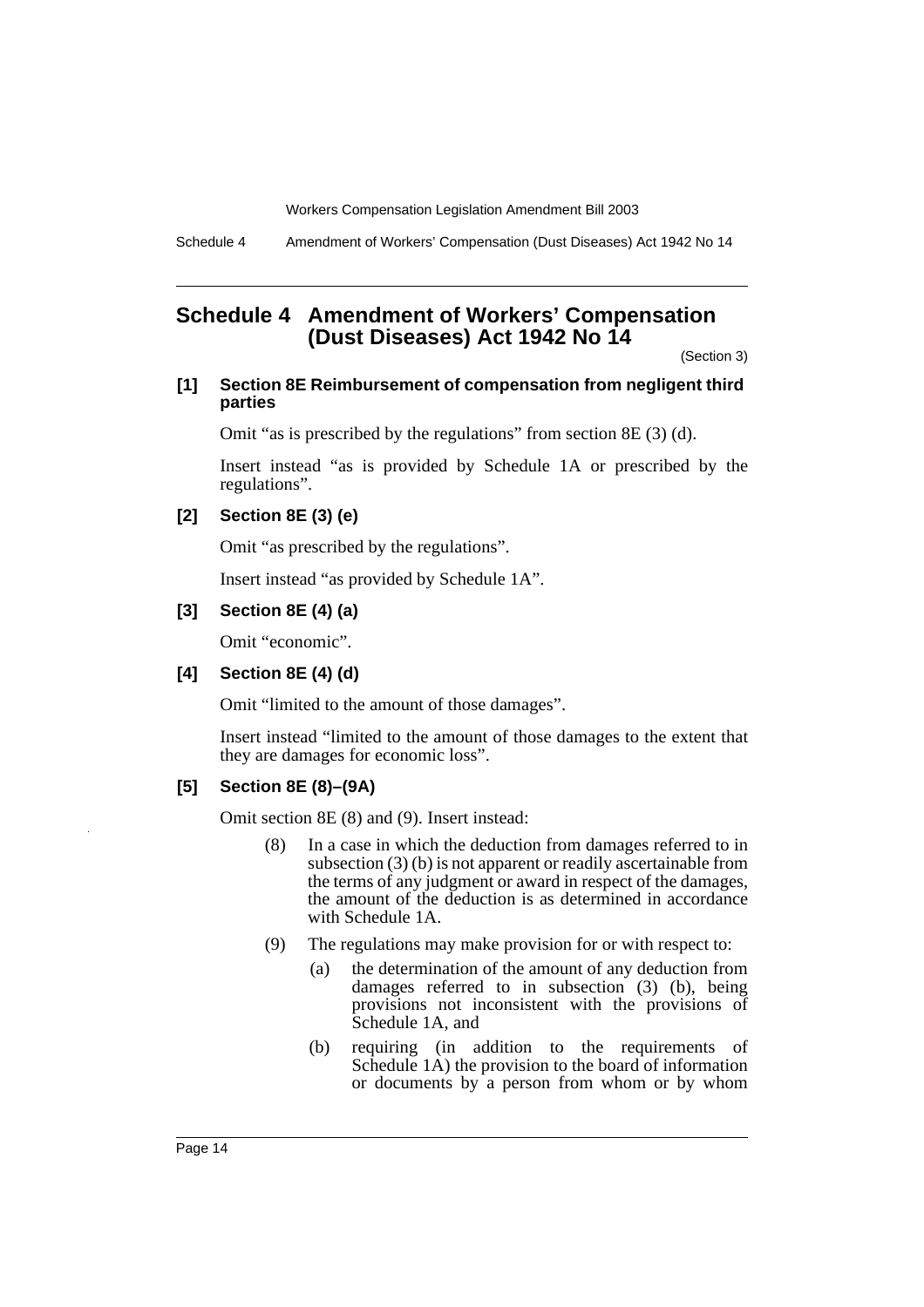# Schedule 4 Amendment of Workers' Compensation (Dust Diseases) Act 1942 No 14

(Section 3)

### [1] Section 8E Reimbursement of compensation from negligent third parties

Omit "as is prescribed by the regulations" from section 8E (3) (d).

Insert instead "as is provided by Schedule 1A or prescribed by the regulations".

### [2] Section 8E (3) (e)

Omit "as prescribed by the regulations".

Insert instead "as provided by Schedule 1A".

### [3] Section 8E (4) (a)

Omit "economic".

### [4] Section 8E (4) (d)

Omit "limited to the amount of those damages".

Insert instead "limited to the amount of those damages to the extent that they are damages for economic loss".

### [5] Section 8E (8)–(9A)

Omit section 8E (8) and (9). Insert instead:

(8) In a case in which the deduction from damages referred to in subsection (3) (b) is not apparent or readily ascertainable from the terms of any judgment or award in respect of the damages, the amount of the deduction is as determined in accordance with Schedule 1A.

(9) The regulations may make provision for or with respect to:

(a) the determination of the amount of any deduction from damages referred to in subsection (3) (b), being provisions not inconsistent with the provisions of Schedule 1A, and

(b) requiring (in addition to the requirements of Schedule 1A) the provision to the board of information or documents by a person from whom or by whom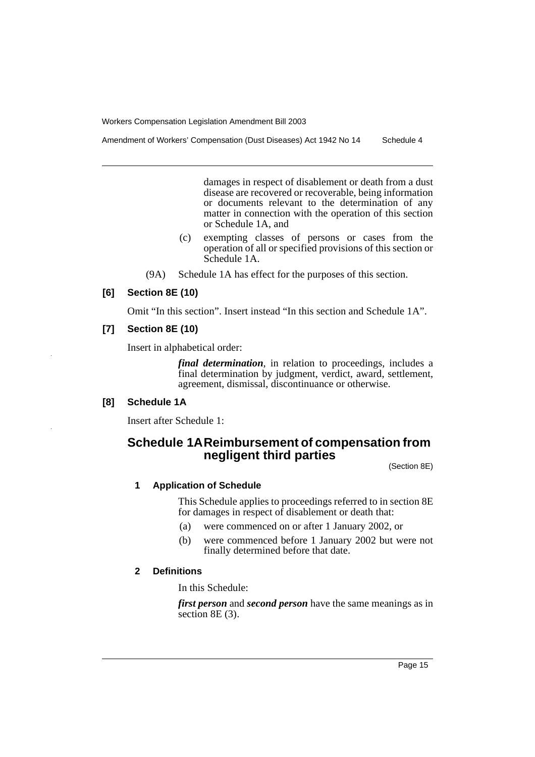damages in respect of disablement or death from a dust disease are recovered or recoverable, being information or documents relevant to the determination of any matter in connection with the operation of this section or Schedule 1A, and

(c) exempting classes of persons or cases from the operation of all or specified provisions of this section or Schedule 1A.

(9A) Schedule 1A has effect for the purposes of this section.

**[6] Section 8E (10)**

Omit "In this section". Insert instead "In this section and Schedule 1A".

**[7] Section 8E (10)**

Insert in alphabetical order:

> ***final determination***, in relation to proceedings, includes a final determination by judgment, verdict, award, settlement, agreement, dismissal, discontinuance or otherwise.

**[8] Schedule 1A**

Insert after Schedule 1:

## Schedule 1A Reimbursement of compensation from negligent third parties

(Section 8E)

### 1 Application of Schedule

This Schedule applies to proceedings referred to in section 8E for damages in respect of disablement or death that:

(a) were commenced on or after 1 January 2002, or

(b) were commenced before 1 January 2002 but were not finally determined before that date.

### 2 Definitions

In this Schedule:

***first person*** and ***second person*** have the same meanings as in section 8E (3).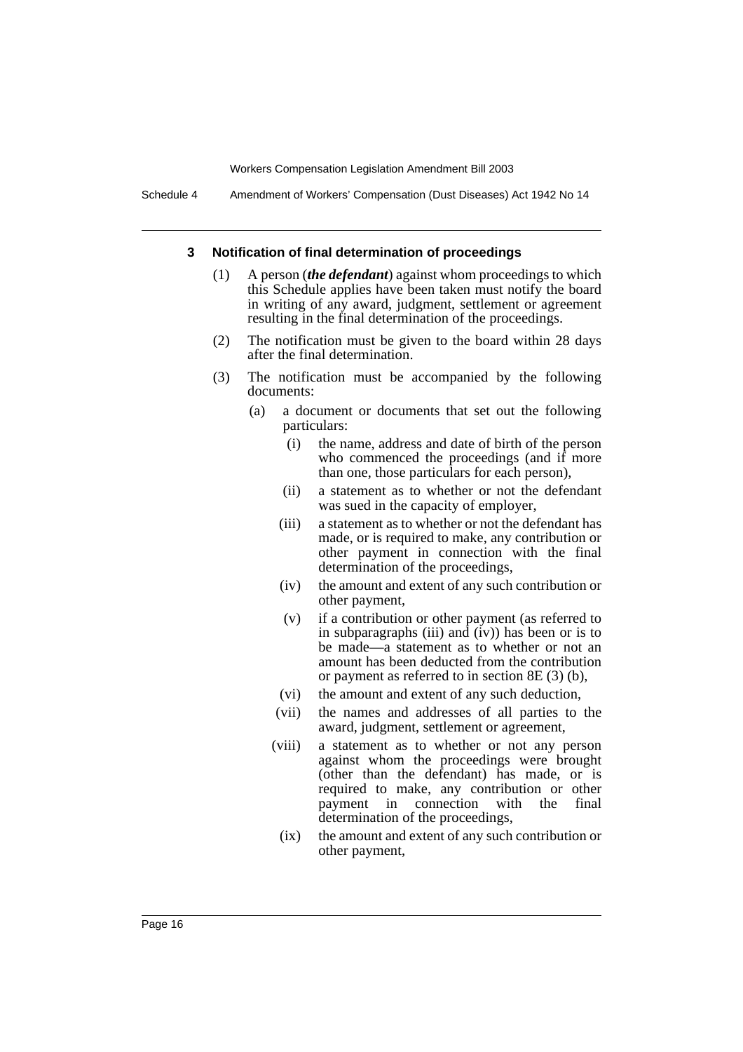### 3 Notification of final determination of proceedings

(1) A person (***the defendant***) against whom proceedings to which this Schedule applies have been taken must notify the board in writing of any award, judgment, settlement or agreement resulting in the final determination of the proceedings.

(2) The notification must be given to the board within 28 days after the final determination.

(3) The notification must be accompanied by the following documents:

- (a) a document or documents that set out the following particulars:
  - (i) the name, address and date of birth of the person who commenced the proceedings (and if more than one, those particulars for each person),
  - (ii) a statement as to whether or not the defendant was sued in the capacity of employer,
  - (iii) a statement as to whether or not the defendant has made, or is required to make, any contribution or other payment in connection with the final determination of the proceedings,
  - (iv) the amount and extent of any such contribution or other payment,
  - (v) if a contribution or other payment (as referred to in subparagraphs (iii) and (iv)) has been or is to be made—a statement as to whether or not an amount has been deducted from the contribution or payment as referred to in section 8E (3) (b),
  - (vi) the amount and extent of any such deduction,
  - (vii) the names and addresses of all parties to the award, judgment, settlement or agreement,
  - (viii) a statement as to whether or not any person against whom the proceedings were brought (other than the defendant) has made, or is required to make, any contribution or other payment in connection with the final determination of the proceedings,
  - (ix) the amount and extent of any such contribution or other payment,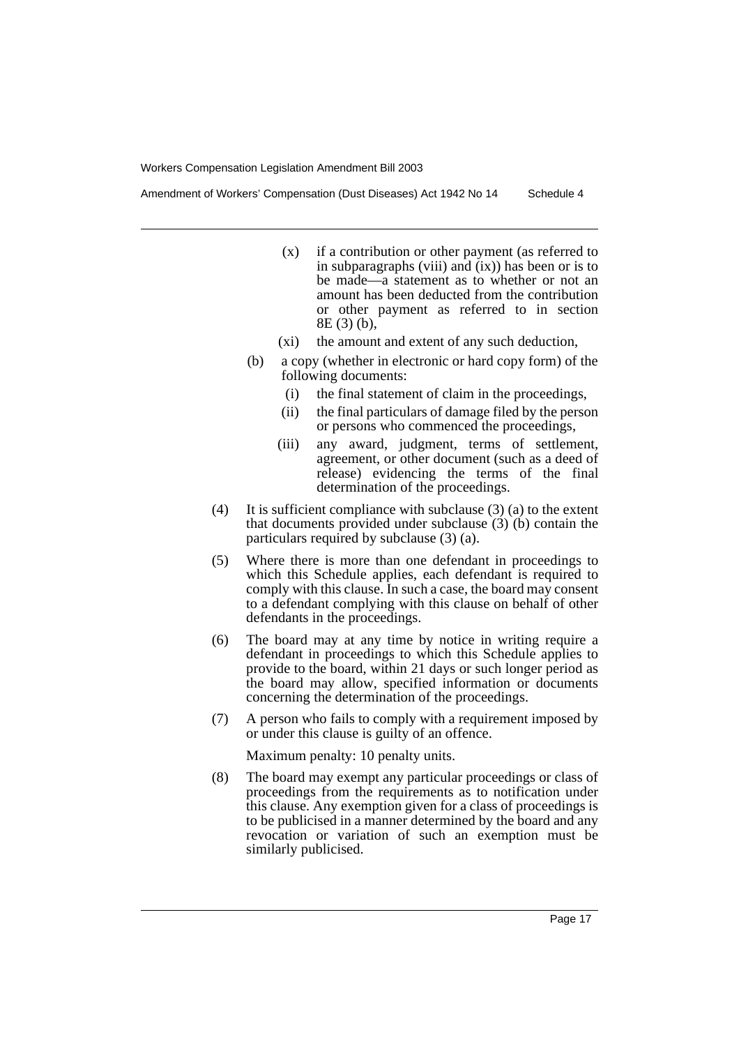(x) if a contribution or other payment (as referred to in subparagraphs (viii) and (ix)) has been or is to be made—a statement as to whether or not an amount has been deducted from the contribution or other payment as referred to in section 8E (3) (b),

(xi) the amount and extent of any such deduction,

(b) a copy (whether in electronic or hard copy form) of the following documents:

(i) the final statement of claim in the proceedings,

(ii) the final particulars of damage filed by the person or persons who commenced the proceedings,

(iii) any award, judgment, terms of settlement, agreement, or other document (such as a deed of release) evidencing the terms of the final determination of the proceedings.

(4) It is sufficient compliance with subclause (3) (a) to the extent that documents provided under subclause (3) (b) contain the particulars required by subclause (3) (a).

(5) Where there is more than one defendant in proceedings to which this Schedule applies, each defendant is required to comply with this clause. In such a case, the board may consent to a defendant complying with this clause on behalf of other defendants in the proceedings.

(6) The board may at any time by notice in writing require a defendant in proceedings to which this Schedule applies to provide to the board, within 21 days or such longer period as the board may allow, specified information or documents concerning the determination of the proceedings.

(7) A person who fails to comply with a requirement imposed by or under this clause is guilty of an offence.

Maximum penalty: 10 penalty units.

(8) The board may exempt any particular proceedings or class of proceedings from the requirements as to notification under this clause. Any exemption given for a class of proceedings is to be publicised in a manner determined by the board and any revocation or variation of such an exemption must be similarly publicised.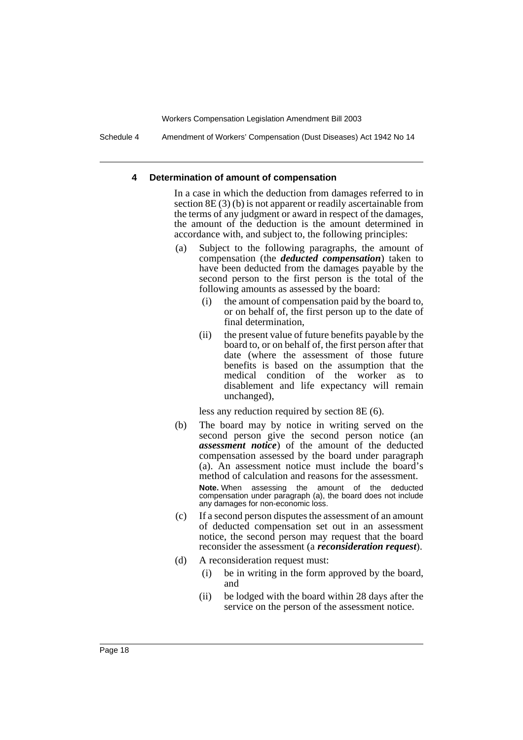#### 4 Determination of amount of compensation

In a case in which the deduction from damages referred to in section 8E (3) (b) is not apparent or readily ascertainable from the terms of any judgment or award in respect of the damages, the amount of the deduction is the amount determined in accordance with, and subject to, the following principles:

(a) Subject to the following paragraphs, the amount of compensation (the ***deducted compensation***) taken to have been deducted from the damages payable by the second person to the first person is the total of the following amounts as assessed by the board:

  (i) the amount of compensation paid by the board to, or on behalf of, the first person up to the date of final determination,

  (ii) the present value of future benefits payable by the board to, or on behalf of, the first person after that date (where the assessment of those future benefits is based on the assumption that the medical condition of the worker as to disablement and life expectancy will remain unchanged),

  less any reduction required by section 8E (6).

(b) The board may by notice in writing served on the second person give the second person notice (an ***assessment notice***) of the amount of the deducted compensation assessed by the board under paragraph (a). An assessment notice must include the board's method of calculation and reasons for the assessment.

  **Note.** When assessing the amount of the deducted compensation under paragraph (a), the board does not include any damages for non-economic loss.

(c) If a second person disputes the assessment of an amount of deducted compensation set out in an assessment notice, the second person may request that the board reconsider the assessment (a ***reconsideration request***).

(d) A reconsideration request must:

  (i) be in writing in the form approved by the board, and

  (ii) be lodged with the board within 28 days after the service on the person of the assessment notice.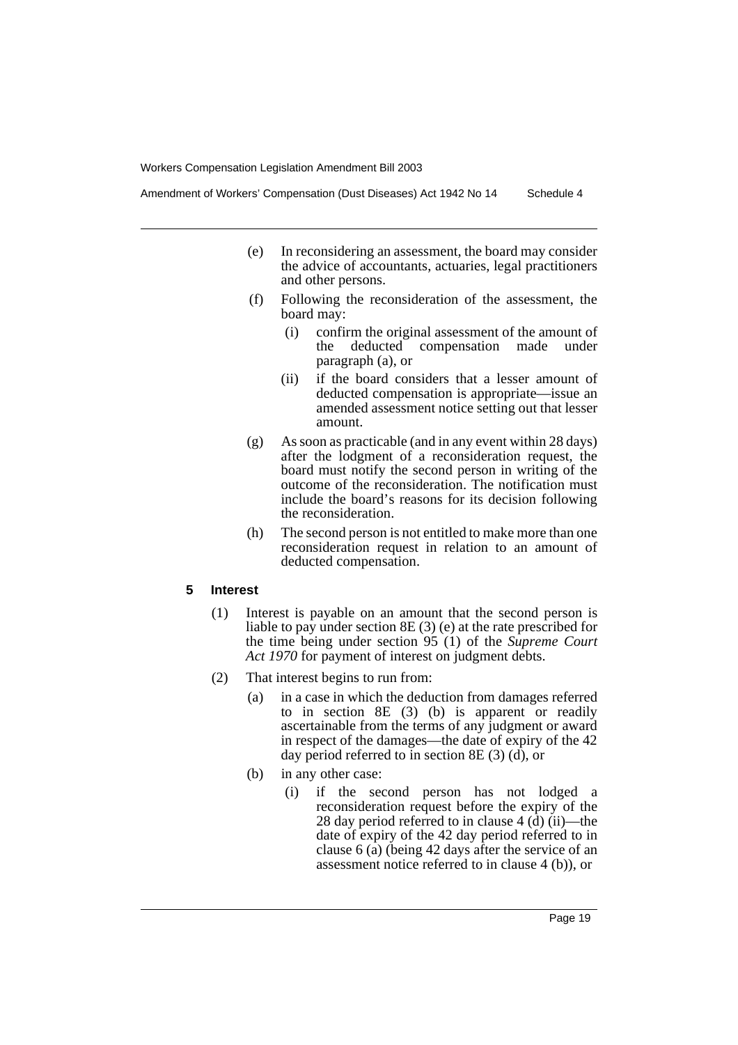(e) In reconsidering an assessment, the board may consider the advice of accountants, actuaries, legal practitioners and other persons.

(f) Following the reconsideration of the assessment, the board may:

(i) confirm the original assessment of the amount of the deducted compensation made under paragraph (a), or

(ii) if the board considers that a lesser amount of deducted compensation is appropriate—issue an amended assessment notice setting out that lesser amount.

(g) As soon as practicable (and in any event within 28 days) after the lodgment of a reconsideration request, the board must notify the second person in writing of the outcome of the reconsideration. The notification must include the board's reasons for its decision following the reconsideration.

(h) The second person is not entitled to make more than one reconsideration request in relation to an amount of deducted compensation.

**5 Interest**

(1) Interest is payable on an amount that the second person is liable to pay under section 8E (3) (e) at the rate prescribed for the time being under section 95 (1) of the *Supreme Court Act 1970* for payment of interest on judgment debts.

(2) That interest begins to run from:

(a) in a case in which the deduction from damages referred to in section 8E (3) (b) is apparent or readily ascertainable from the terms of any judgment or award in respect of the damages—the date of expiry of the 42 day period referred to in section 8E (3) (d), or

(b) in any other case:

(i) if the second person has not lodged a reconsideration request before the expiry of the 28 day period referred to in clause 4 (d) (ii)—the date of expiry of the 42 day period referred to in clause 6 (a) (being 42 days after the service of an assessment notice referred to in clause 4 (b)), or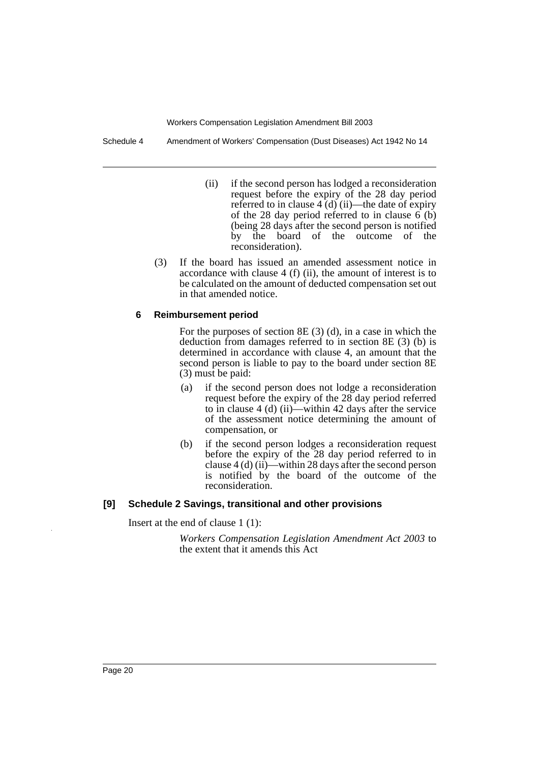(ii) if the second person has lodged a reconsideration request before the expiry of the 28 day period referred to in clause 4 (d) (ii)—the date of expiry of the 28 day period referred to in clause 6 (b) (being 28 days after the second person is notified by the board of the outcome of the reconsideration).

(3) If the board has issued an amended assessment notice in accordance with clause 4 (f) (ii), the amount of interest is to be calculated on the amount of deducted compensation set out in that amended notice.

#### 6 Reimbursement period

For the purposes of section 8E (3) (d), in a case in which the deduction from damages referred to in section 8E (3) (b) is determined in accordance with clause 4, an amount that the second person is liable to pay to the board under section 8E (3) must be paid:

(a) if the second person does not lodge a reconsideration request before the expiry of the 28 day period referred to in clause 4 (d) (ii)—within 42 days after the service of the assessment notice determining the amount of compensation, or

(b) if the second person lodges a reconsideration request before the expiry of the 28 day period referred to in clause 4 (d) (ii)—within 28 days after the second person is notified by the board of the outcome of the reconsideration.

### [9] Schedule 2 Savings, transitional and other provisions

Insert at the end of clause 1 (1):

*Workers Compensation Legislation Amendment Act 2003* to the extent that it amends this Act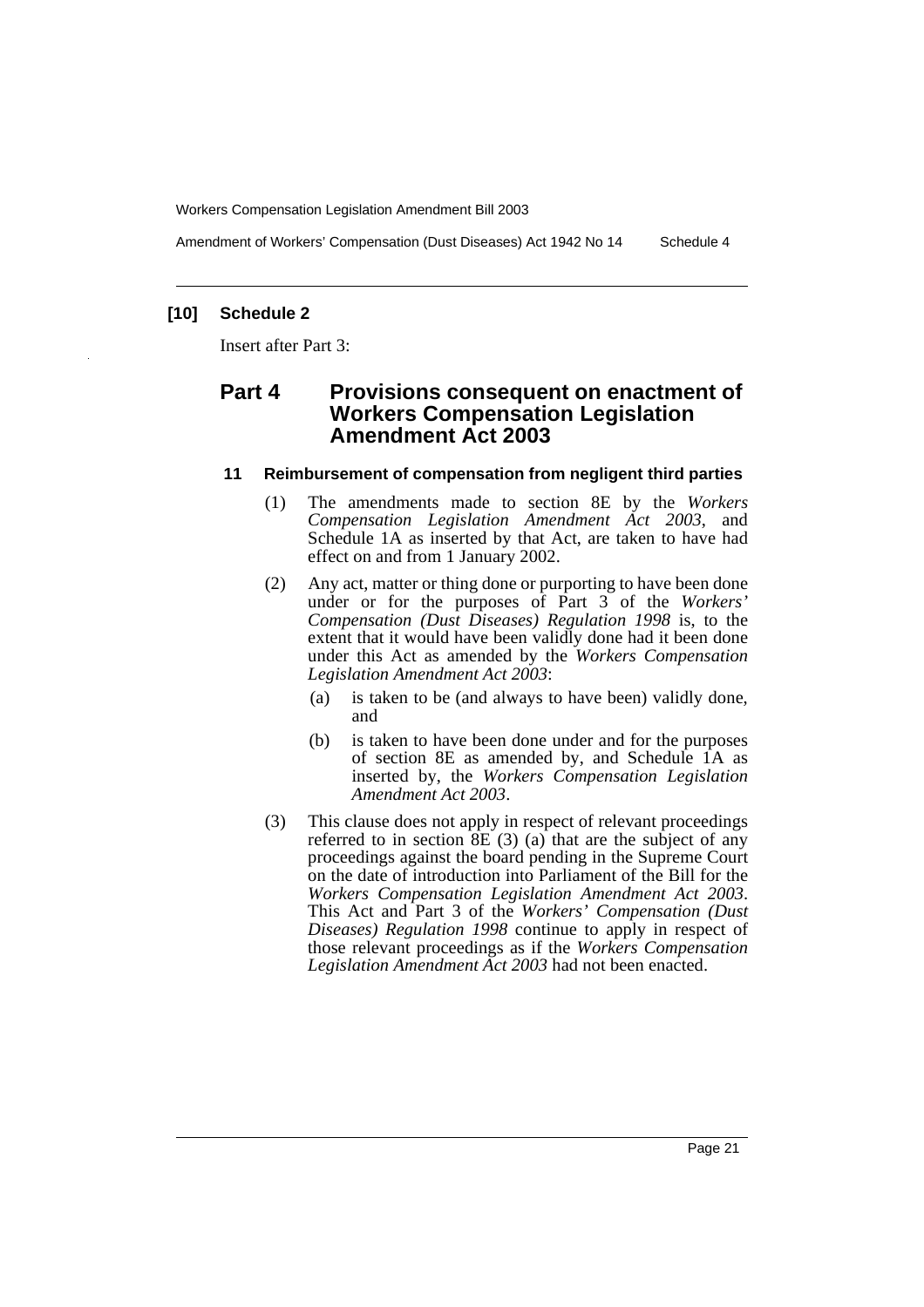**[10] Schedule 2**

Insert after Part 3:

## Part 4 Provisions consequent on enactment of Workers Compensation Legislation Amendment Act 2003

### 11 Reimbursement of compensation from negligent third parties

(1) The amendments made to section 8E by the *Workers Compensation Legislation Amendment Act 2003*, and Schedule 1A as inserted by that Act, are taken to have had effect on and from 1 January 2002.

(2) Any act, matter or thing done or purporting to have been done under or for the purposes of Part 3 of the *Workers' Compensation (Dust Diseases) Regulation 1998* is, to the extent that it would have been validly done had it been done under this Act as amended by the *Workers Compensation Legislation Amendment Act 2003*:

- (a) is taken to be (and always to have been) validly done, and
- (b) is taken to have been done under and for the purposes of section 8E as amended by, and Schedule 1A as inserted by, the *Workers Compensation Legislation Amendment Act 2003*.

(3) This clause does not apply in respect of relevant proceedings referred to in section 8E (3) (a) that are the subject of any proceedings against the board pending in the Supreme Court on the date of introduction into Parliament of the Bill for the *Workers Compensation Legislation Amendment Act 2003*. This Act and Part 3 of the *Workers' Compensation (Dust Diseases) Regulation 1998* continue to apply in respect of those relevant proceedings as if the *Workers Compensation Legislation Amendment Act 2003* had not been enacted.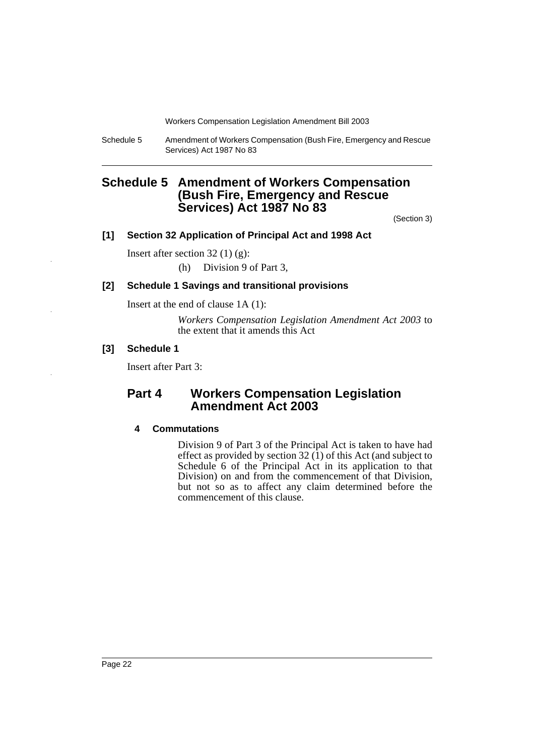# Schedule 5 Amendment of Workers Compensation (Bush Fire, Emergency and Rescue Services) Act 1987 No 83

(Section 3)

### [1] Section 32 Application of Principal Act and 1998 Act

Insert after section 32 (1) (g):

(h) Division 9 of Part 3,

### [2] Schedule 1 Savings and transitional provisions

Insert at the end of clause 1A (1):

*Workers Compensation Legislation Amendment Act 2003* to the extent that it amends this Act

### [3] Schedule 1

Insert after Part 3:

## Part 4 Workers Compensation Legislation Amendment Act 2003

#### 4 Commutations

Division 9 of Part 3 of the Principal Act is taken to have had effect as provided by section 32 (1) of this Act (and subject to Schedule 6 of the Principal Act in its application to that Division) on and from the commencement of that Division, but not so as to affect any claim determined before the commencement of this clause.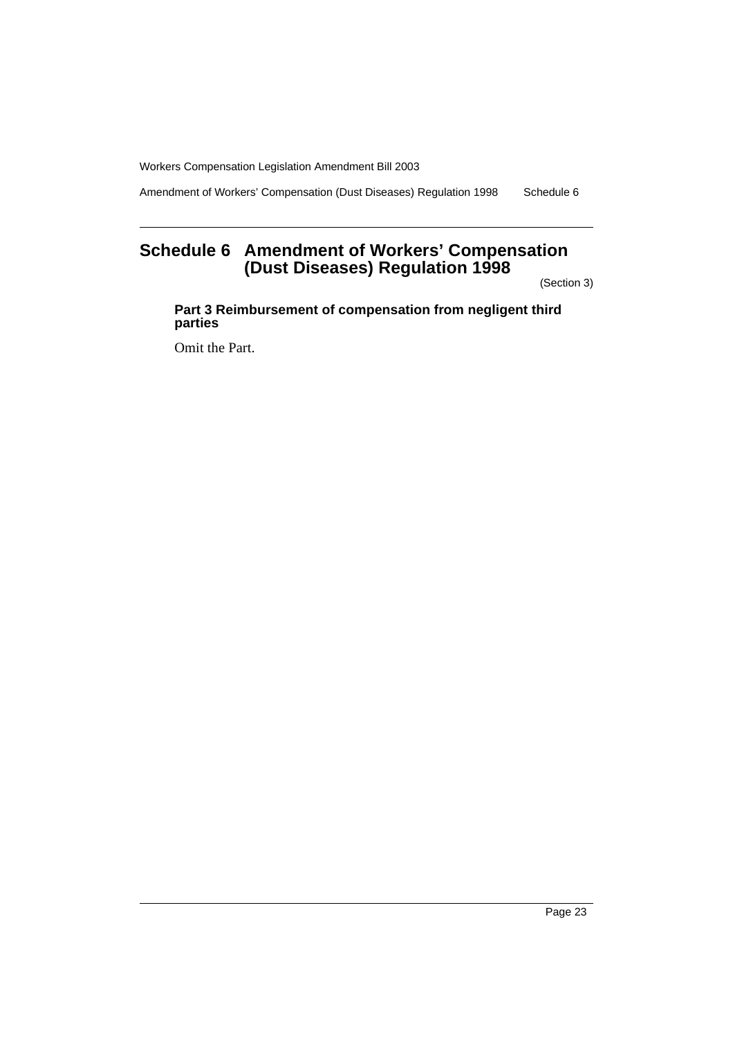# Schedule 6 Amendment of Workers' Compensation (Dust Diseases) Regulation 1998

(Section 3)

**Part 3 Reimbursement of compensation from negligent third parties**

Omit the Part.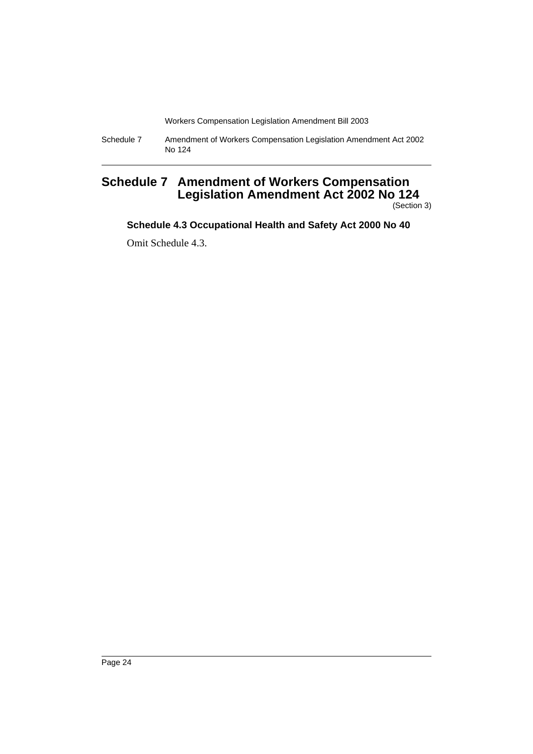# Schedule 7 Amendment of Workers Compensation Legislation Amendment Act 2002 No 124

(Section 3)

### Schedule 4.3 Occupational Health and Safety Act 2000 No 40

Omit Schedule 4.3.